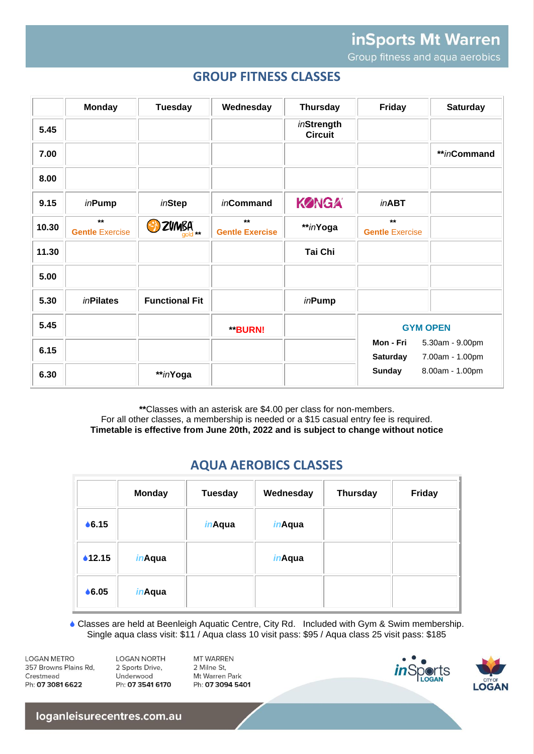# inSports Mt Warren

Group fitness and aqua aerobics

## GROUP FITNESS CLASSES

| | Monday | Tuesday | Wednesday | Thursday | Friday | Saturday |
|---|---|---|---|---|---|---|
| 5.45 | | | | *in*Strength Circuit | | |
| 7.00 | | | | | | ***in*Command |
| 8.00 | | | | | | |
| 9.15 | *in*Pump | *in*Step | *in*Command | KONGA | *in*ABT | |
| 10.30 | ** Gentle Exercise | ZUMBA gold ** | ** Gentle Exercise | ***in*Yoga | ** Gentle Exercise | |
| 11.30 | | | | Tai Chi | | |
| 5.00 | | | | | | |
| 5.30 | *in*Pilates | Functional Fit | | *in*Pump | | |
| 5.45 | | | **BURN! | | **GYM OPEN** | |
| 6.15 | | | | | Mon - Fri: 5.30am - 9.00pm; Saturday: 7.00am - 1.00pm | |
| 6.30 | | ***in*Yoga | | | Sunday: 8.00am - 1.00pm | |

**Classes with an asterisk are $4.00 per class for non-members.
For all other classes, a membership is needed or a $15 casual entry fee is required.
**Timetable is effective from June 20th, 2022 and is subject to change without notice**

## AQUA AEROBICS CLASSES

| | Monday | Tuesday | Wednesday | Thursday | Friday |
|---|---|---|---|---|---|
| 6.15 | | *in*Aqua | *in*Aqua | | |
| 12.15 | *in*Aqua | | *in*Aqua | | |
| 6.05 | *in*Aqua | | | | |

Classes are held at Beenleigh Aquatic Centre, City Rd. Included with Gym & Swim membership.
Single aqua class visit: $11 / Aqua class 10 visit pass: $95 / Aqua class 25 visit pass: $185

LOGAN METRO
357 Browns Plains Rd,
Crestmead
Ph: **07 3081 6622**

LOGAN NORTH
2 Sports Drive,
Underwood
Ph: **07 3541 6170**

MT WARREN
2 Milne St,
Mt Warren Park
Ph: **07 3094 5401**

inSports LOGAN

CITY OF LOGAN

loganleisurecentres.com.au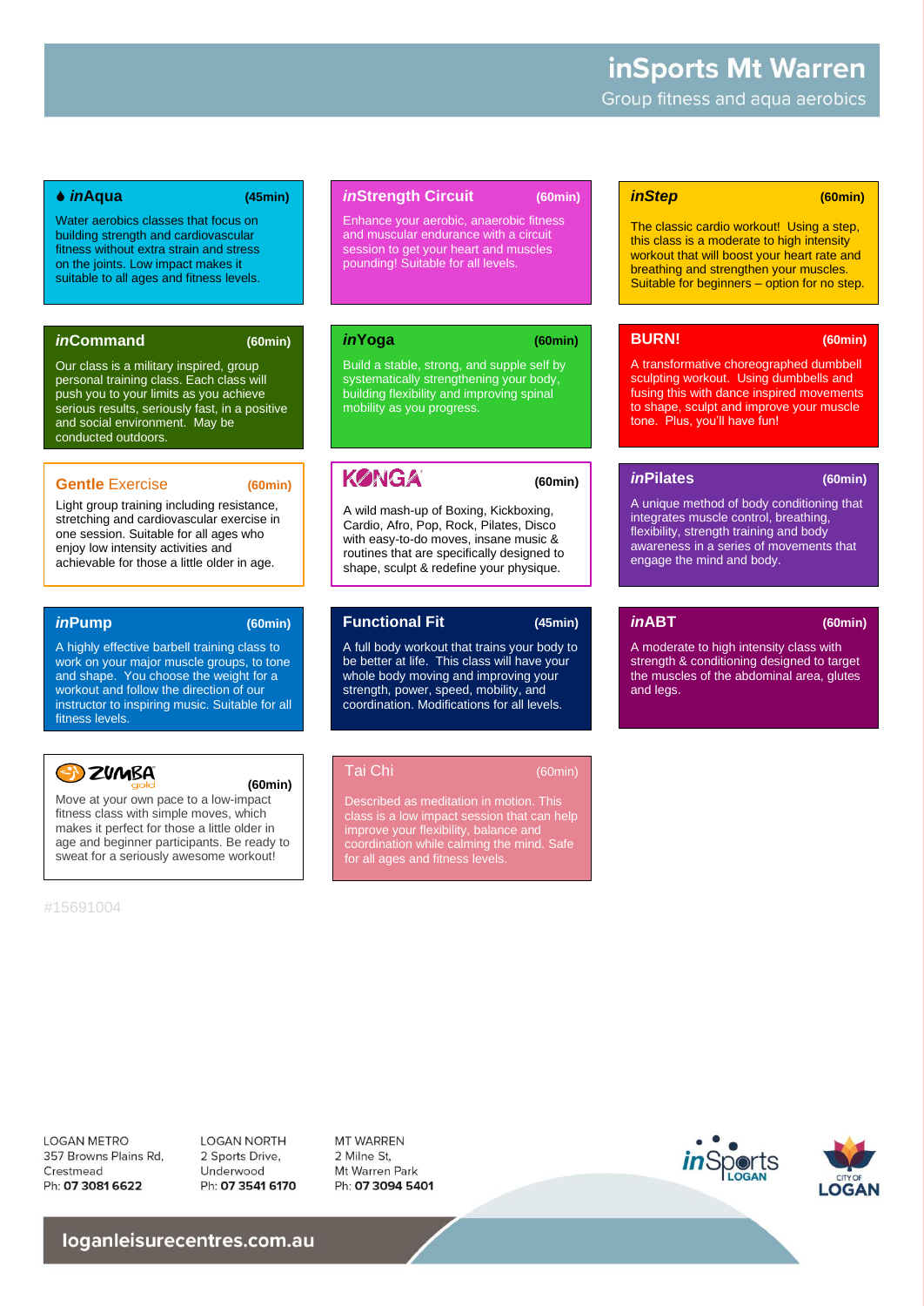# inSports Mt Warren

Group fitness and aqua aerobics

### *in*Aqua (45min)

Water aerobics classes that focus on building strength and cardiovascular fitness without extra strain and stress on the joints. Low impact makes it suitable to all ages and fitness levels.

### *in*Strength Circuit (60min)

Enhance your aerobic, anaerobic fitness and muscular endurance with a circuit session to get your heart and muscles pounding! Suitable for all levels.

### *in*Step (60min)

The classic cardio workout! Using a step, this class is a moderate to high intensity workout that will boost your heart rate and breathing and strengthen your muscles. Suitable for beginners – option for no step.

### *in*Command (60min)

Our class is a military inspired, group personal training class. Each class will push you to your limits as you achieve serious results, seriously fast, in a positive and social environment. May be conducted outdoors.

### *in*Yoga (60min)

Build a stable, strong, and supple self by systematically strengthening your body, building flexibility and improving spinal mobility as you progress.

### BURN! (60min)

A transformative choreographed dumbbell sculpting workout. Using dumbbells and fusing this with dance inspired movements to shape, sculpt and improve your muscle tone. Plus, you'll have fun!

### Gentle Exercise (60min)

Light group training including resistance, stretching and cardiovascular exercise in one session. Suitable for all ages who enjoy low intensity activities and achievable for those a little older in age.

### KONGA (60min)

A wild mash-up of Boxing, Kickboxing, Cardio, Afro, Pop, Rock, Pilates, Disco with easy-to-do moves, insane music & routines that are specifically designed to shape, sculpt & redefine your physique.

### *in*Pilates (60min)

A unique method of body conditioning that integrates muscle control, breathing, flexibility, strength training and body awareness in a series of movements that engage the mind and body.

### *in*Pump (60min)

A highly effective barbell training class to work on your major muscle groups, to tone and shape. You choose the weight for a workout and follow the direction of our instructor to inspiring music. Suitable for all fitness levels.

### Functional Fit (45min)

A full body workout that trains your body to be better at life. This class will have your whole body moving and improving your strength, power, speed, mobility, and coordination. Modifications for all levels.

### *in*ABT (60min)

A moderate to high intensity class with strength & conditioning designed to target the muscles of the abdominal area, glutes and legs.

### ZUMBA gold (60min)

Move at your own pace to a low-impact fitness class with simple moves, which makes it perfect for those a little older in age and beginner participants. Be ready to sweat for a seriously awesome workout!

### Tai Chi (60min)

Described as meditation in motion. This class is a low impact session that can help improve your flexibility, balance and coordination while calming the mind. Safe for all ages and fitness levels.

#15691004

LOGAN METRO
357 Browns Plains Rd,
Crestmead
Ph: **07 3081 6622**

LOGAN NORTH
2 Sports Drive,
Underwood
Ph: **07 3541 6170**

MT WARREN
2 Milne St,
Mt Warren Park
Ph: **07 3094 5401**

inSports LOGAN

CITY OF LOGAN

**loganleisurecentres.com.au**